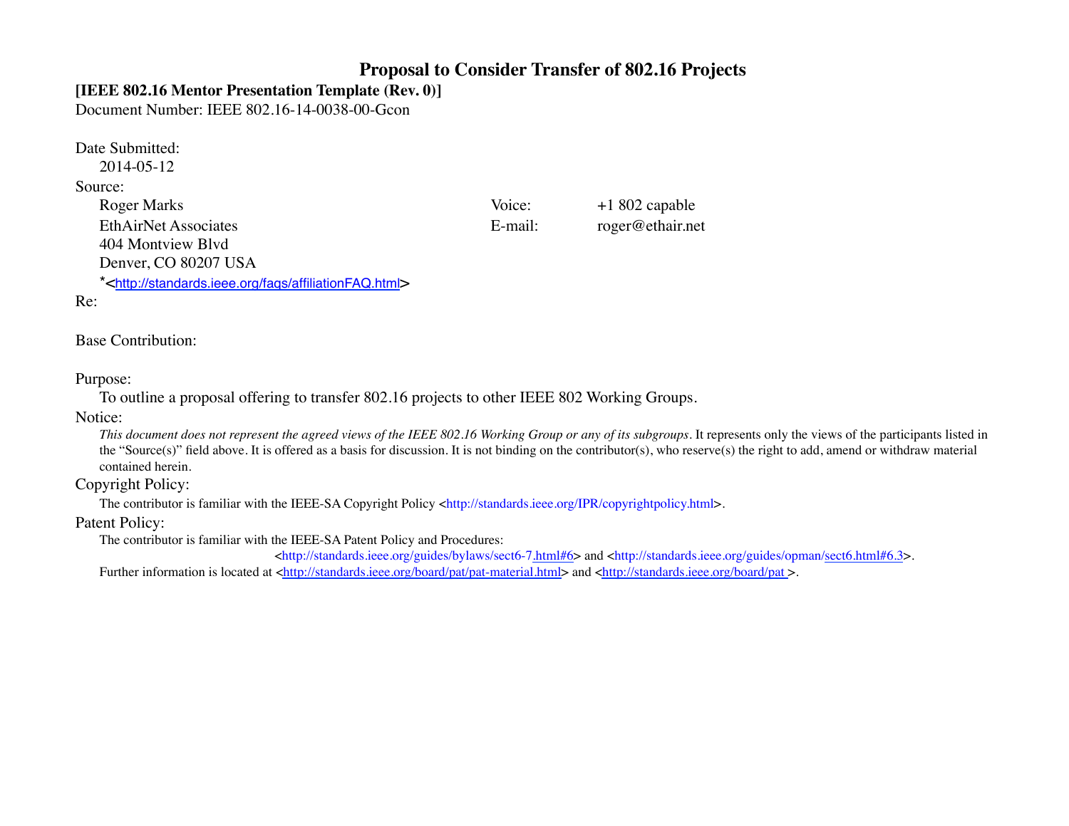# Proposal to Consider Transfer of 802.16 Projects

**[IEEE 802.16 Mentor Presentation Template (Rev. 0)]**

Document Number: IEEE 802.16-14-0038-00-Gcon

Date Submitted:

2014-05-12

Source:

Roger Marks — Voice: +1 802 capable

EthAirNet Associates — E-mail: roger@ethair.net

404 Montview Blvd

Denver, CO 80207 USA

*<http://standards.ieee.org/faqs/affiliationFAQ.html>

Re:

Base Contribution:

Purpose:

To outline a proposal offering to transfer 802.16 projects to other IEEE 802 Working Groups.

Notice:

*This document does not represent the agreed views of the IEEE 802.16 Working Group or any of its subgroups*. It represents only the views of the participants listed in the "Source(s)" field above. It is offered as a basis for discussion. It is not binding on the contributor(s), who reserve(s) the right to add, amend or withdraw material contained herein.

Copyright Policy:

The contributor is familiar with the IEEE-SA Copyright Policy <http://standards.ieee.org/IPR/copyrightpolicy.html>.

Patent Policy:

The contributor is familiar with the IEEE-SA Patent Policy and Procedures:

<http://standards.ieee.org/guides/bylaws/sect6-7.html#6> and <http://standards.ieee.org/guides/opman/sect6.html#6.3>.

Further information is located at <http://standards.ieee.org/board/pat/pat-material.html> and <http://standards.ieee.org/board/pat >.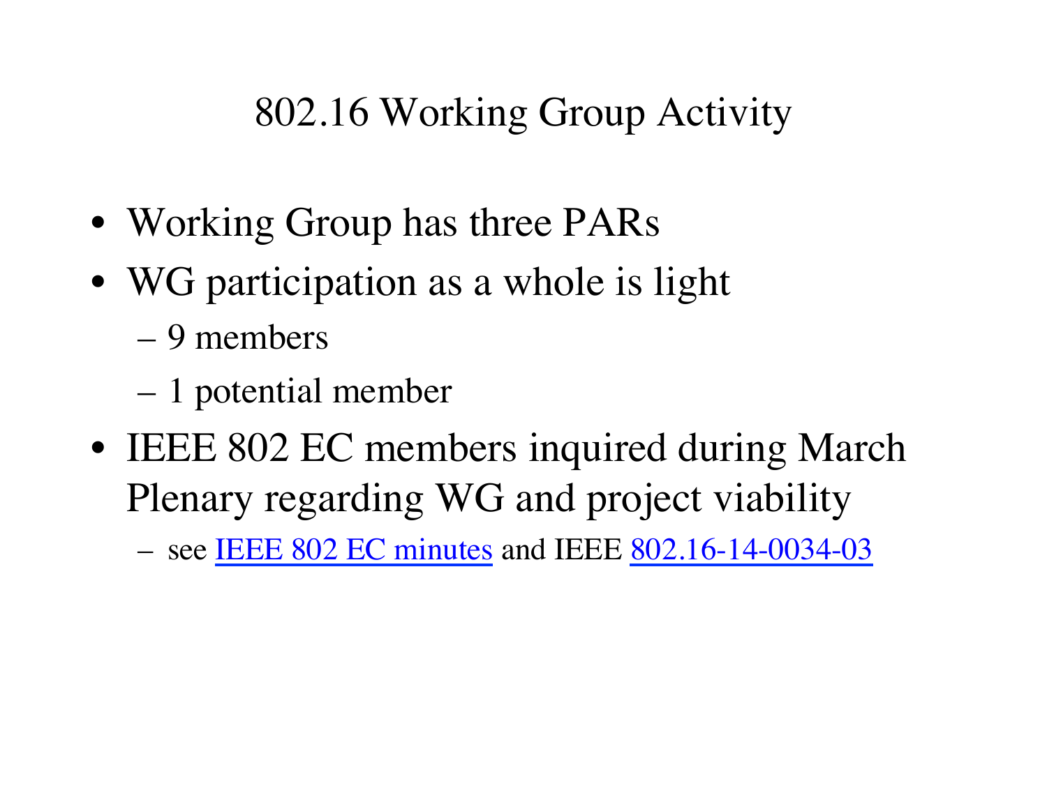# 802.16 Working Group Activity

- Working Group has three PARs
- WG participation as a whole is light
  - 9 members
  - 1 potential member
- IEEE 802 EC members inquired during March Plenary regarding WG and project viability
  - see IEEE 802 EC minutes and IEEE 802.16-14-0034-03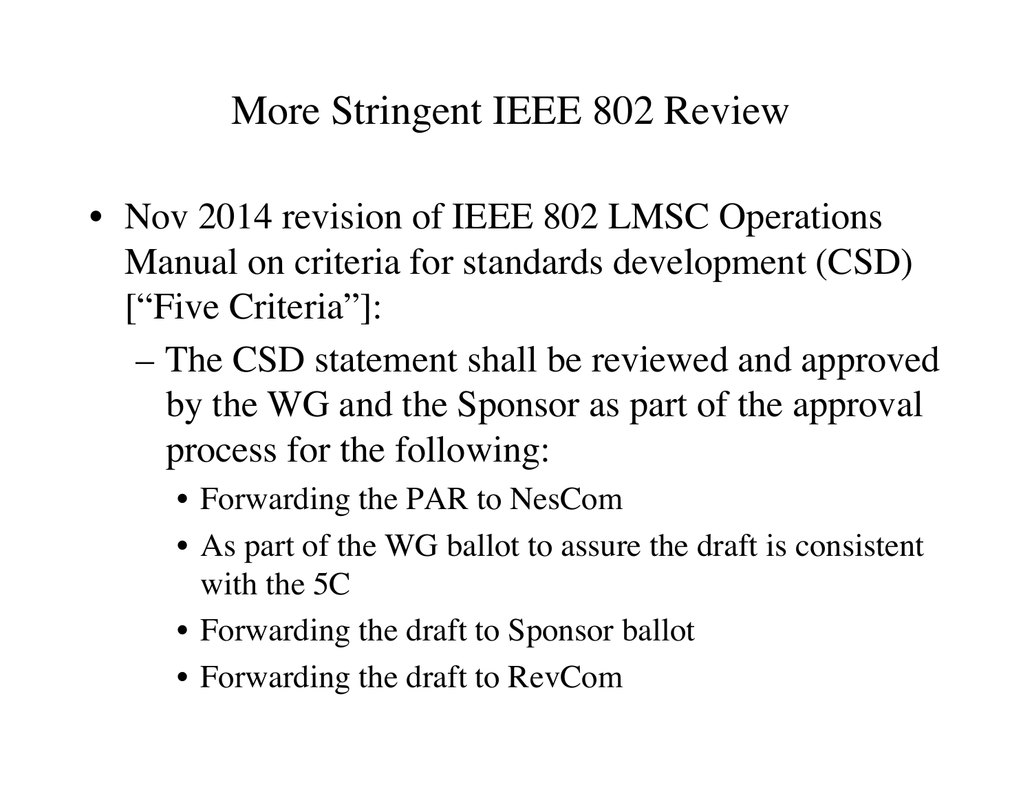# More Stringent IEEE 802 Review

- Nov 2014 revision of IEEE 802 LMSC Operations Manual on criteria for standards development (CSD) ["Five Criteria"]:
  - The CSD statement shall be reviewed and approved by the WG and the Sponsor as part of the approval process for the following:
    - Forwarding the PAR to NesCom
    - As part of the WG ballot to assure the draft is consistent with the 5C
    - Forwarding the draft to Sponsor ballot
    - Forwarding the draft to RevCom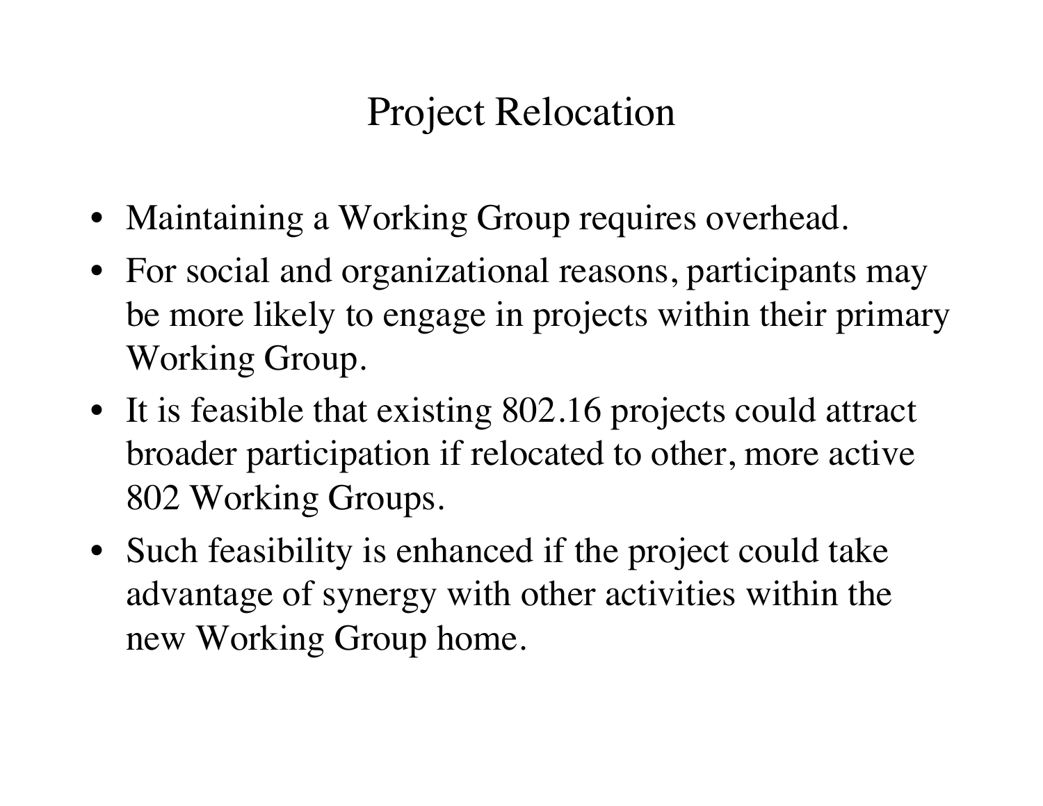# Project Relocation

- Maintaining a Working Group requires overhead.
- For social and organizational reasons, participants may be more likely to engage in projects within their primary Working Group.
- It is feasible that existing 802.16 projects could attract broader participation if relocated to other, more active 802 Working Groups.
- Such feasibility is enhanced if the project could take advantage of synergy with other activities within the new Working Group home.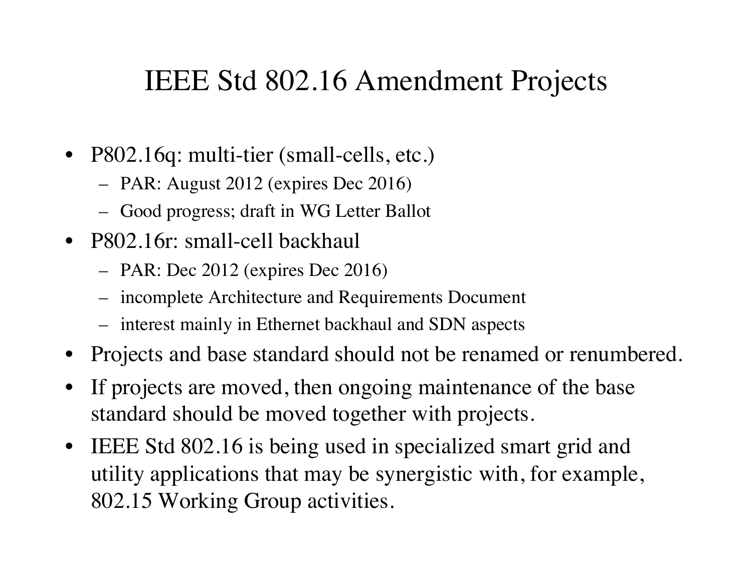# IEEE Std 802.16 Amendment Projects

- P802.16q: multi-tier (small-cells, etc.)
  - PAR: August 2012 (expires Dec 2016)
  - Good progress; draft in WG Letter Ballot
- P802.16r: small-cell backhaul
  - PAR: Dec 2012 (expires Dec 2016)
  - incomplete Architecture and Requirements Document
  - interest mainly in Ethernet backhaul and SDN aspects
- Projects and base standard should not be renamed or renumbered.
- If projects are moved, then ongoing maintenance of the base standard should be moved together with projects.
- IEEE Std 802.16 is being used in specialized smart grid and utility applications that may be synergistic with, for example, 802.15 Working Group activities.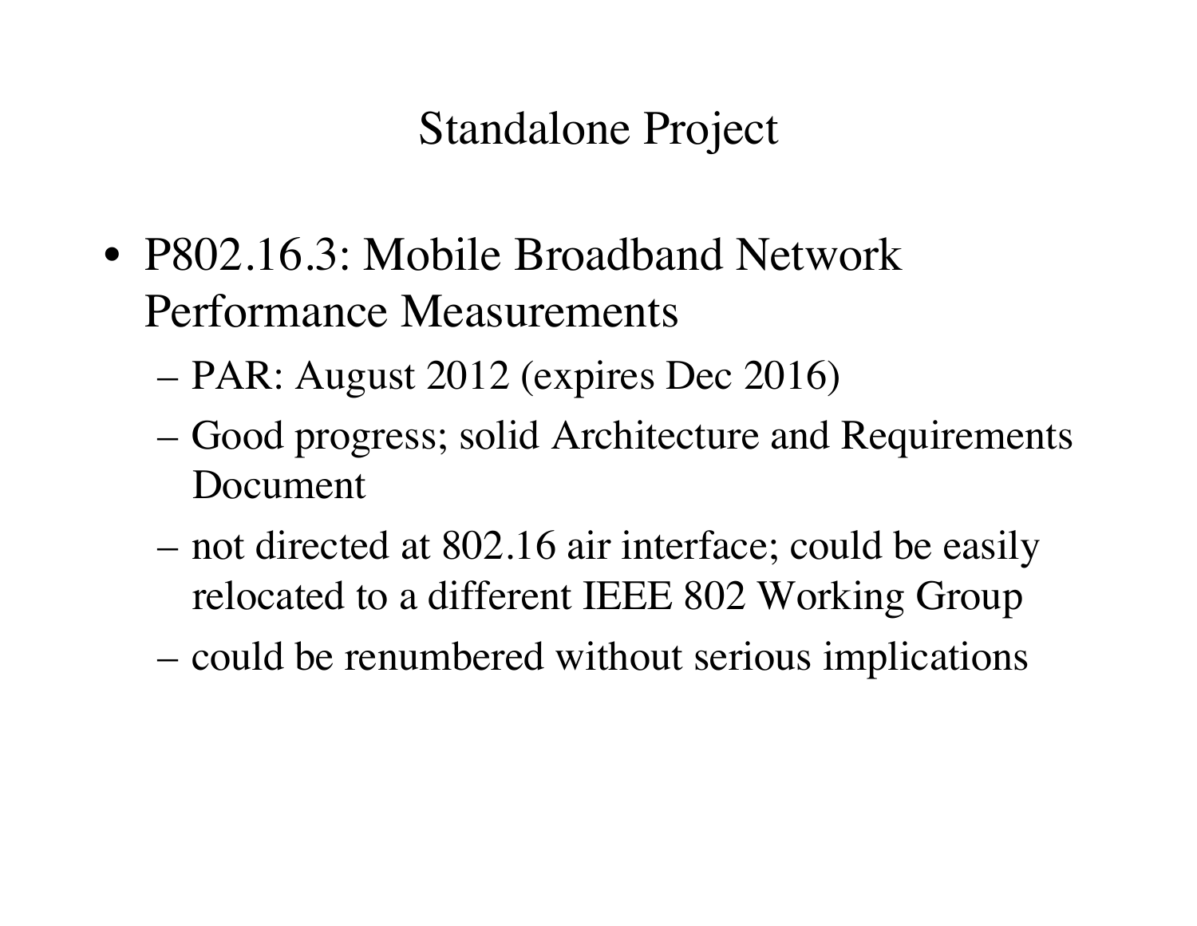# Standalone Project

- P802.16.3: Mobile Broadband Network Performance Measurements
  - PAR: August 2012 (expires Dec 2016)
  - Good progress; solid Architecture and Requirements Document
  - not directed at 802.16 air interface; could be easily relocated to a different IEEE 802 Working Group
  - could be renumbered without serious implications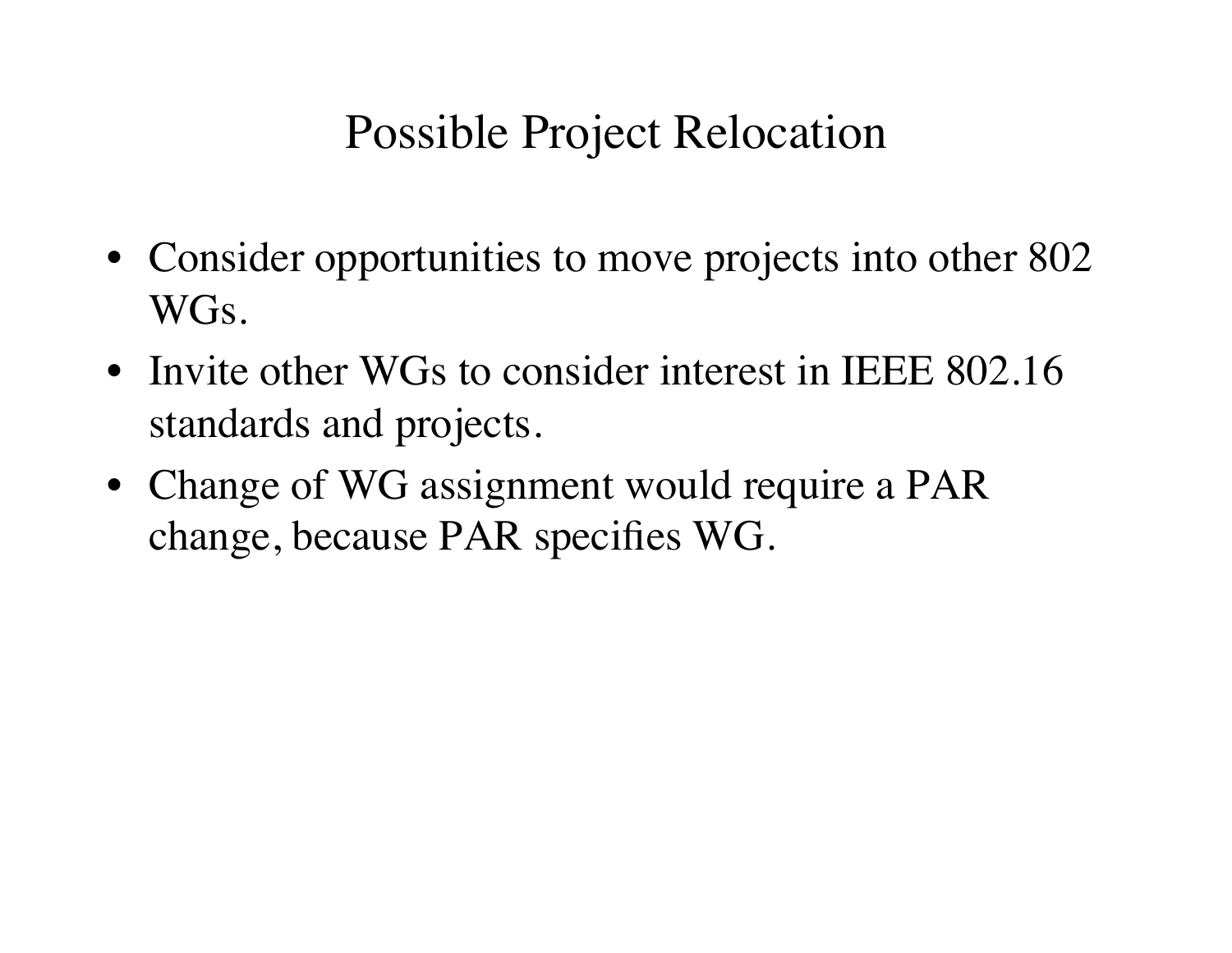# Possible Project Relocation

- Consider opportunities to move projects into other 802 WGs.
- Invite other WGs to consider interest in IEEE 802.16 standards and projects.
- Change of WG assignment would require a PAR change, because PAR specifies WG.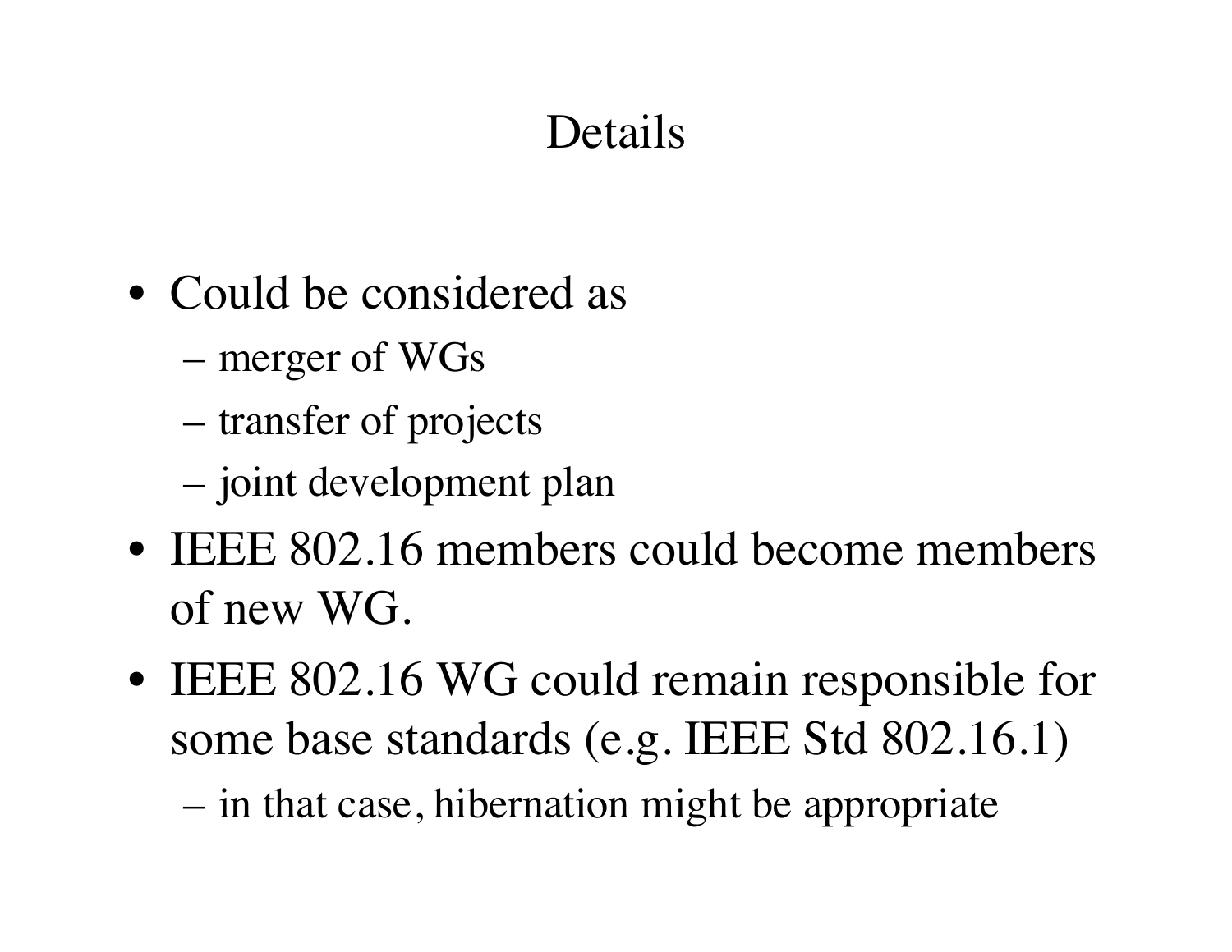# Details

- Could be considered as
  - merger of WGs
  - transfer of projects
  - joint development plan
- IEEE 802.16 members could become members of new WG.
- IEEE 802.16 WG could remain responsible for some base standards (e.g. IEEE Std 802.16.1)
  - in that case, hibernation might be appropriate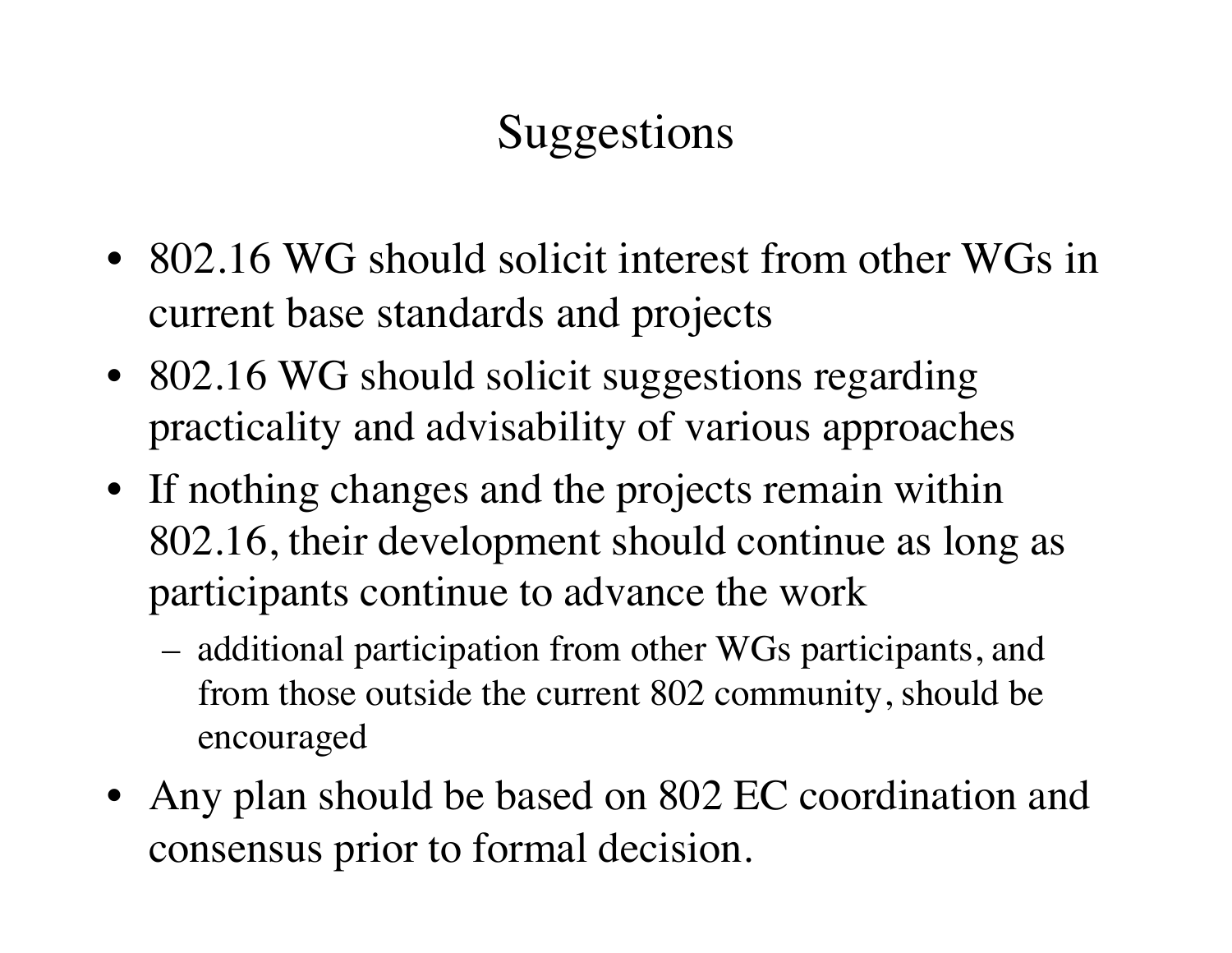# Suggestions

- 802.16 WG should solicit interest from other WGs in current base standards and projects
- 802.16 WG should solicit suggestions regarding practicality and advisability of various approaches
- If nothing changes and the projects remain within 802.16, their development should continue as long as participants continue to advance the work
  - additional participation from other WGs participants, and from those outside the current 802 community, should be encouraged
- Any plan should be based on 802 EC coordination and consensus prior to formal decision.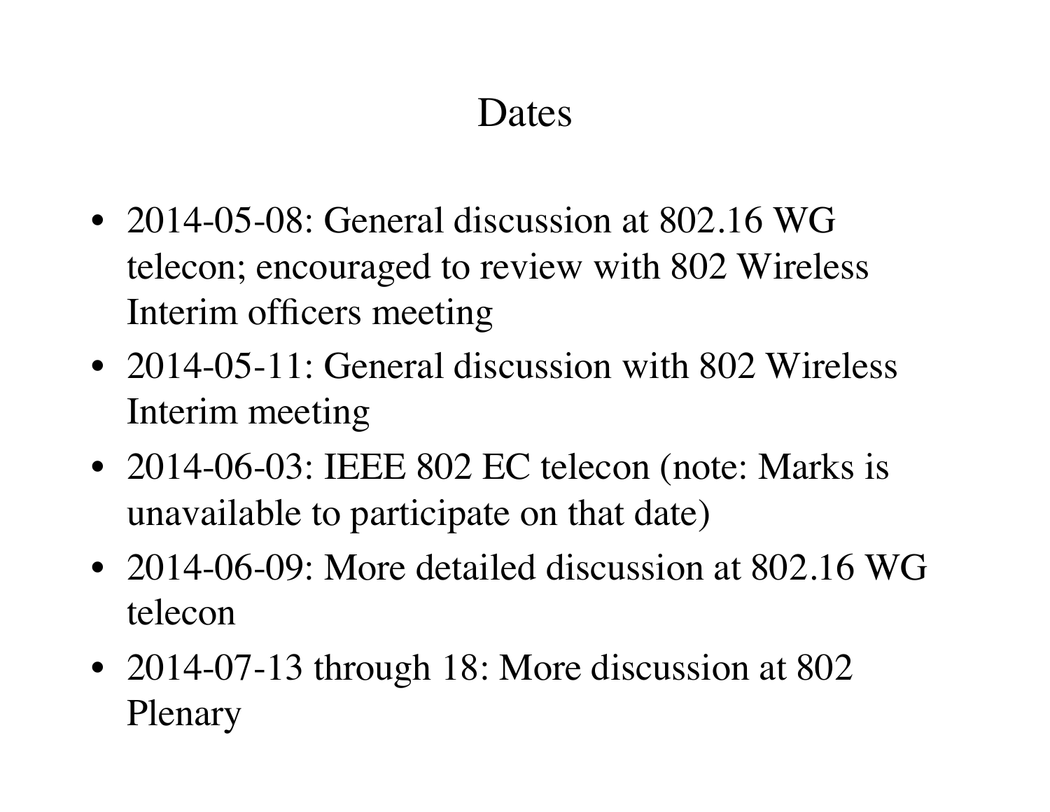# Dates

- 2014-05-08: General discussion at 802.16 WG telecon; encouraged to review with 802 Wireless Interim officers meeting
- 2014-05-11: General discussion with 802 Wireless Interim meeting
- 2014-06-03: IEEE 802 EC telecon (note: Marks is unavailable to participate on that date)
- 2014-06-09: More detailed discussion at 802.16 WG telecon
- 2014-07-13 through 18: More discussion at 802 Plenary